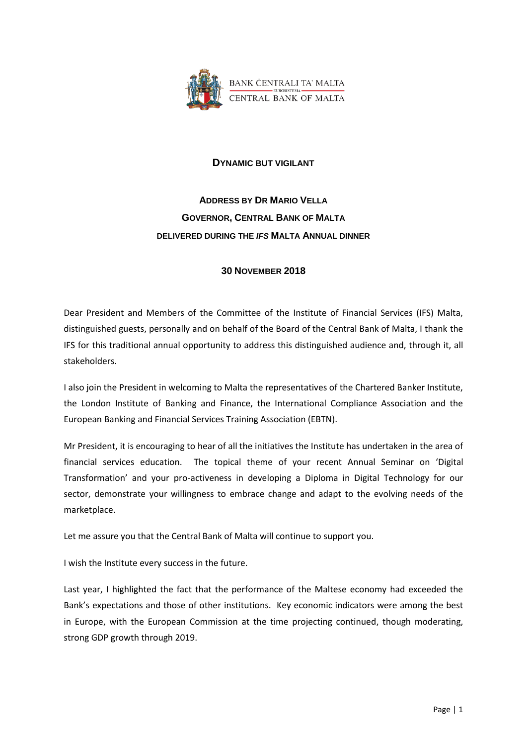BANK ĊENTRALI TA' MALTA
EUROSISTEMA
CENTRAL BANK OF MALTA

# DYNAMIC BUT VIGILANT

## ADDRESS BY DR MARIO VELLA
## GOVERNOR, CENTRAL BANK OF MALTA
### DELIVERED DURING THE *IFS* MALTA ANNUAL DINNER

### 30 NOVEMBER 2018

Dear President and Members of the Committee of the Institute of Financial Services (IFS) Malta, distinguished guests, personally and on behalf of the Board of the Central Bank of Malta, I thank the IFS for this traditional annual opportunity to address this distinguished audience and, through it, all stakeholders.

I also join the President in welcoming to Malta the representatives of the Chartered Banker Institute, the London Institute of Banking and Finance, the International Compliance Association and the European Banking and Financial Services Training Association (EBTN).

Mr President, it is encouraging to hear of all the initiatives the Institute has undertaken in the area of financial services education. The topical theme of your recent Annual Seminar on 'Digital Transformation' and your pro-activeness in developing a Diploma in Digital Technology for our sector, demonstrate your willingness to embrace change and adapt to the evolving needs of the marketplace.

Let me assure you that the Central Bank of Malta will continue to support you.

I wish the Institute every success in the future.

Last year, I highlighted the fact that the performance of the Maltese economy had exceeded the Bank's expectations and those of other institutions. Key economic indicators were among the best in Europe, with the European Commission at the time projecting continued, though moderating, strong GDP growth through 2019.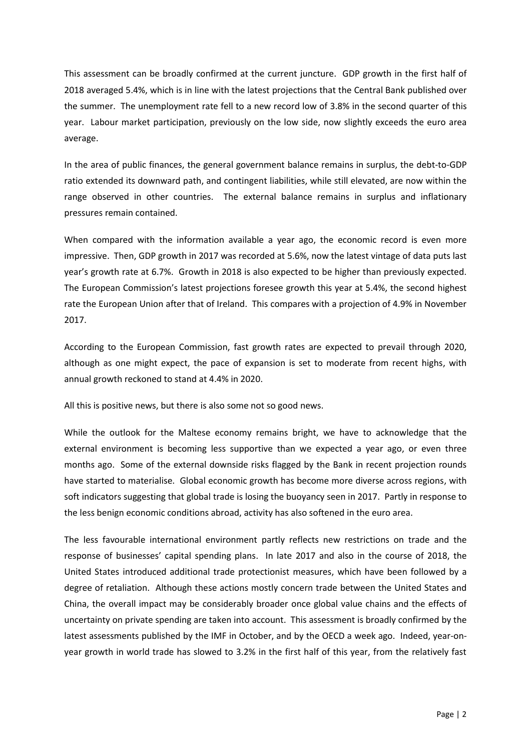This assessment can be broadly confirmed at the current juncture. GDP growth in the first half of 2018 averaged 5.4%, which is in line with the latest projections that the Central Bank published over the summer. The unemployment rate fell to a new record low of 3.8% in the second quarter of this year. Labour market participation, previously on the low side, now slightly exceeds the euro area average.

In the area of public finances, the general government balance remains in surplus, the debt-to-GDP ratio extended its downward path, and contingent liabilities, while still elevated, are now within the range observed in other countries. The external balance remains in surplus and inflationary pressures remain contained.

When compared with the information available a year ago, the economic record is even more impressive. Then, GDP growth in 2017 was recorded at 5.6%, now the latest vintage of data puts last year's growth rate at 6.7%. Growth in 2018 is also expected to be higher than previously expected. The European Commission's latest projections foresee growth this year at 5.4%, the second highest rate the European Union after that of Ireland. This compares with a projection of 4.9% in November 2017.

According to the European Commission, fast growth rates are expected to prevail through 2020, although as one might expect, the pace of expansion is set to moderate from recent highs, with annual growth reckoned to stand at 4.4% in 2020.

All this is positive news, but there is also some not so good news.

While the outlook for the Maltese economy remains bright, we have to acknowledge that the external environment is becoming less supportive than we expected a year ago, or even three months ago. Some of the external downside risks flagged by the Bank in recent projection rounds have started to materialise. Global economic growth has become more diverse across regions, with soft indicators suggesting that global trade is losing the buoyancy seen in 2017. Partly in response to the less benign economic conditions abroad, activity has also softened in the euro area.

The less favourable international environment partly reflects new restrictions on trade and the response of businesses' capital spending plans. In late 2017 and also in the course of 2018, the United States introduced additional trade protectionist measures, which have been followed by a degree of retaliation. Although these actions mostly concern trade between the United States and China, the overall impact may be considerably broader once global value chains and the effects of uncertainty on private spending are taken into account. This assessment is broadly confirmed by the latest assessments published by the IMF in October, and by the OECD a week ago. Indeed, year-on-year growth in world trade has slowed to 3.2% in the first half of this year, from the relatively fast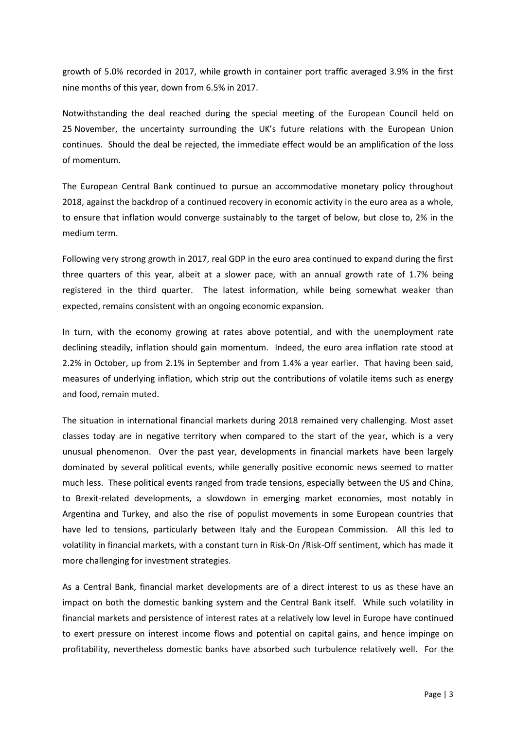growth of 5.0% recorded in 2017, while growth in container port traffic averaged 3.9% in the first nine months of this year, down from 6.5% in 2017.

Notwithstanding the deal reached during the special meeting of the European Council held on 25 November, the uncertainty surrounding the UK's future relations with the European Union continues. Should the deal be rejected, the immediate effect would be an amplification of the loss of momentum.

The European Central Bank continued to pursue an accommodative monetary policy throughout 2018, against the backdrop of a continued recovery in economic activity in the euro area as a whole, to ensure that inflation would converge sustainably to the target of below, but close to, 2% in the medium term.

Following very strong growth in 2017, real GDP in the euro area continued to expand during the first three quarters of this year, albeit at a slower pace, with an annual growth rate of 1.7% being registered in the third quarter. The latest information, while being somewhat weaker than expected, remains consistent with an ongoing economic expansion.

In turn, with the economy growing at rates above potential, and with the unemployment rate declining steadily, inflation should gain momentum. Indeed, the euro area inflation rate stood at 2.2% in October, up from 2.1% in September and from 1.4% a year earlier. That having been said, measures of underlying inflation, which strip out the contributions of volatile items such as energy and food, remain muted.

The situation in international financial markets during 2018 remained very challenging. Most asset classes today are in negative territory when compared to the start of the year, which is a very unusual phenomenon. Over the past year, developments in financial markets have been largely dominated by several political events, while generally positive economic news seemed to matter much less. These political events ranged from trade tensions, especially between the US and China, to Brexit-related developments, a slowdown in emerging market economies, most notably in Argentina and Turkey, and also the rise of populist movements in some European countries that have led to tensions, particularly between Italy and the European Commission. All this led to volatility in financial markets, with a constant turn in Risk-On /Risk-Off sentiment, which has made it more challenging for investment strategies.

As a Central Bank, financial market developments are of a direct interest to us as these have an impact on both the domestic banking system and the Central Bank itself. While such volatility in financial markets and persistence of interest rates at a relatively low level in Europe have continued to exert pressure on interest income flows and potential on capital gains, and hence impinge on profitability, nevertheless domestic banks have absorbed such turbulence relatively well. For the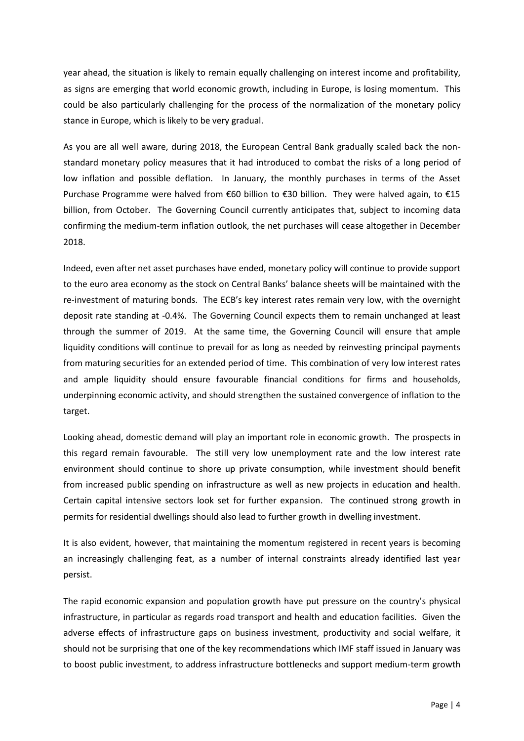year ahead, the situation is likely to remain equally challenging on interest income and profitability, as signs are emerging that world economic growth, including in Europe, is losing momentum. This could be also particularly challenging for the process of the normalization of the monetary policy stance in Europe, which is likely to be very gradual.

As you are all well aware, during 2018, the European Central Bank gradually scaled back the non-standard monetary policy measures that it had introduced to combat the risks of a long period of low inflation and possible deflation. In January, the monthly purchases in terms of the Asset Purchase Programme were halved from €60 billion to €30 billion. They were halved again, to €15 billion, from October. The Governing Council currently anticipates that, subject to incoming data confirming the medium-term inflation outlook, the net purchases will cease altogether in December 2018.

Indeed, even after net asset purchases have ended, monetary policy will continue to provide support to the euro area economy as the stock on Central Banks' balance sheets will be maintained with the re-investment of maturing bonds. The ECB's key interest rates remain very low, with the overnight deposit rate standing at -0.4%. The Governing Council expects them to remain unchanged at least through the summer of 2019. At the same time, the Governing Council will ensure that ample liquidity conditions will continue to prevail for as long as needed by reinvesting principal payments from maturing securities for an extended period of time. This combination of very low interest rates and ample liquidity should ensure favourable financial conditions for firms and households, underpinning economic activity, and should strengthen the sustained convergence of inflation to the target.

Looking ahead, domestic demand will play an important role in economic growth. The prospects in this regard remain favourable. The still very low unemployment rate and the low interest rate environment should continue to shore up private consumption, while investment should benefit from increased public spending on infrastructure as well as new projects in education and health. Certain capital intensive sectors look set for further expansion. The continued strong growth in permits for residential dwellings should also lead to further growth in dwelling investment.

It is also evident, however, that maintaining the momentum registered in recent years is becoming an increasingly challenging feat, as a number of internal constraints already identified last year persist.

The rapid economic expansion and population growth have put pressure on the country's physical infrastructure, in particular as regards road transport and health and education facilities. Given the adverse effects of infrastructure gaps on business investment, productivity and social welfare, it should not be surprising that one of the key recommendations which IMF staff issued in January was to boost public investment, to address infrastructure bottlenecks and support medium-term growth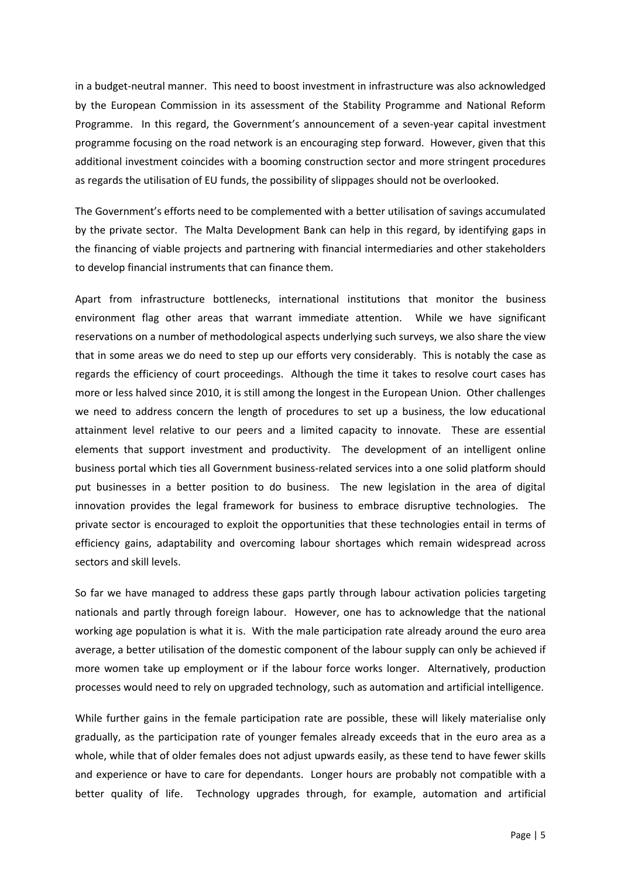in a budget-neutral manner. This need to boost investment in infrastructure was also acknowledged by the European Commission in its assessment of the Stability Programme and National Reform Programme. In this regard, the Government's announcement of a seven-year capital investment programme focusing on the road network is an encouraging step forward. However, given that this additional investment coincides with a booming construction sector and more stringent procedures as regards the utilisation of EU funds, the possibility of slippages should not be overlooked.

The Government's efforts need to be complemented with a better utilisation of savings accumulated by the private sector. The Malta Development Bank can help in this regard, by identifying gaps in the financing of viable projects and partnering with financial intermediaries and other stakeholders to develop financial instruments that can finance them.

Apart from infrastructure bottlenecks, international institutions that monitor the business environment flag other areas that warrant immediate attention. While we have significant reservations on a number of methodological aspects underlying such surveys, we also share the view that in some areas we do need to step up our efforts very considerably. This is notably the case as regards the efficiency of court proceedings. Although the time it takes to resolve court cases has more or less halved since 2010, it is still among the longest in the European Union. Other challenges we need to address concern the length of procedures to set up a business, the low educational attainment level relative to our peers and a limited capacity to innovate. These are essential elements that support investment and productivity. The development of an intelligent online business portal which ties all Government business-related services into a one solid platform should put businesses in a better position to do business. The new legislation in the area of digital innovation provides the legal framework for business to embrace disruptive technologies. The private sector is encouraged to exploit the opportunities that these technologies entail in terms of efficiency gains, adaptability and overcoming labour shortages which remain widespread across sectors and skill levels.

So far we have managed to address these gaps partly through labour activation policies targeting nationals and partly through foreign labour. However, one has to acknowledge that the national working age population is what it is. With the male participation rate already around the euro area average, a better utilisation of the domestic component of the labour supply can only be achieved if more women take up employment or if the labour force works longer. Alternatively, production processes would need to rely on upgraded technology, such as automation and artificial intelligence.

While further gains in the female participation rate are possible, these will likely materialise only gradually, as the participation rate of younger females already exceeds that in the euro area as a whole, while that of older females does not adjust upwards easily, as these tend to have fewer skills and experience or have to care for dependants. Longer hours are probably not compatible with a better quality of life. Technology upgrades through, for example, automation and artificial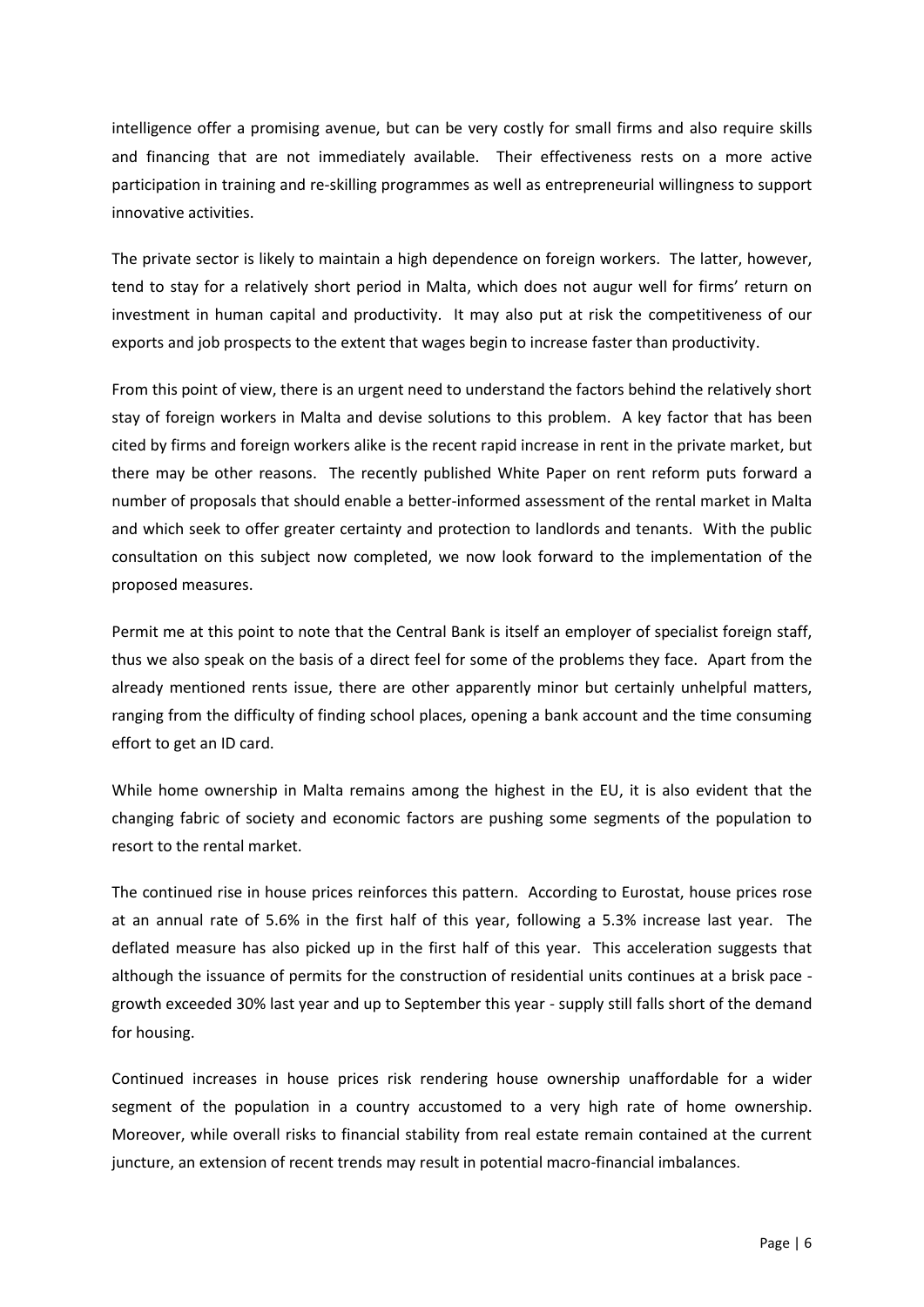intelligence offer a promising avenue, but can be very costly for small firms and also require skills and financing that are not immediately available. Their effectiveness rests on a more active participation in training and re-skilling programmes as well as entrepreneurial willingness to support innovative activities.

The private sector is likely to maintain a high dependence on foreign workers. The latter, however, tend to stay for a relatively short period in Malta, which does not augur well for firms' return on investment in human capital and productivity. It may also put at risk the competitiveness of our exports and job prospects to the extent that wages begin to increase faster than productivity.

From this point of view, there is an urgent need to understand the factors behind the relatively short stay of foreign workers in Malta and devise solutions to this problem. A key factor that has been cited by firms and foreign workers alike is the recent rapid increase in rent in the private market, but there may be other reasons. The recently published White Paper on rent reform puts forward a number of proposals that should enable a better-informed assessment of the rental market in Malta and which seek to offer greater certainty and protection to landlords and tenants. With the public consultation on this subject now completed, we now look forward to the implementation of the proposed measures.

Permit me at this point to note that the Central Bank is itself an employer of specialist foreign staff, thus we also speak on the basis of a direct feel for some of the problems they face. Apart from the already mentioned rents issue, there are other apparently minor but certainly unhelpful matters, ranging from the difficulty of finding school places, opening a bank account and the time consuming effort to get an ID card.

While home ownership in Malta remains among the highest in the EU, it is also evident that the changing fabric of society and economic factors are pushing some segments of the population to resort to the rental market.

The continued rise in house prices reinforces this pattern. According to Eurostat, house prices rose at an annual rate of 5.6% in the first half of this year, following a 5.3% increase last year. The deflated measure has also picked up in the first half of this year. This acceleration suggests that although the issuance of permits for the construction of residential units continues at a brisk pace - growth exceeded 30% last year and up to September this year - supply still falls short of the demand for housing.

Continued increases in house prices risk rendering house ownership unaffordable for a wider segment of the population in a country accustomed to a very high rate of home ownership. Moreover, while overall risks to financial stability from real estate remain contained at the current juncture, an extension of recent trends may result in potential macro-financial imbalances.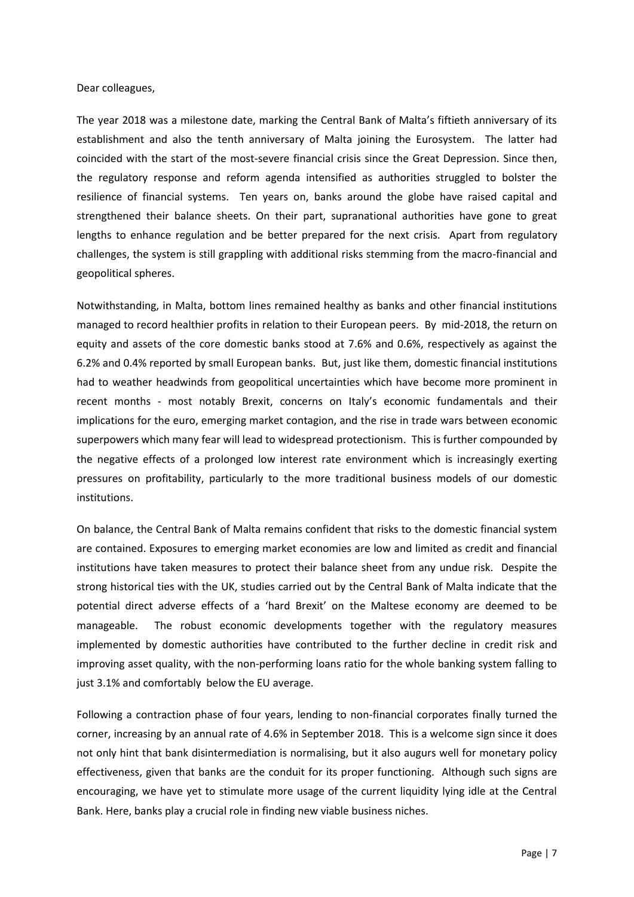Dear colleagues,

The year 2018 was a milestone date, marking the Central Bank of Malta's fiftieth anniversary of its establishment and also the tenth anniversary of Malta joining the Eurosystem. The latter had coincided with the start of the most-severe financial crisis since the Great Depression. Since then, the regulatory response and reform agenda intensified as authorities struggled to bolster the resilience of financial systems. Ten years on, banks around the globe have raised capital and strengthened their balance sheets. On their part, supranational authorities have gone to great lengths to enhance regulation and be better prepared for the next crisis. Apart from regulatory challenges, the system is still grappling with additional risks stemming from the macro-financial and geopolitical spheres.

Notwithstanding, in Malta, bottom lines remained healthy as banks and other financial institutions managed to record healthier profits in relation to their European peers. By mid-2018, the return on equity and assets of the core domestic banks stood at 7.6% and 0.6%, respectively as against the 6.2% and 0.4% reported by small European banks. But, just like them, domestic financial institutions had to weather headwinds from geopolitical uncertainties which have become more prominent in recent months - most notably Brexit, concerns on Italy's economic fundamentals and their implications for the euro, emerging market contagion, and the rise in trade wars between economic superpowers which many fear will lead to widespread protectionism. This is further compounded by the negative effects of a prolonged low interest rate environment which is increasingly exerting pressures on profitability, particularly to the more traditional business models of our domestic institutions.

On balance, the Central Bank of Malta remains confident that risks to the domestic financial system are contained. Exposures to emerging market economies are low and limited as credit and financial institutions have taken measures to protect their balance sheet from any undue risk. Despite the strong historical ties with the UK, studies carried out by the Central Bank of Malta indicate that the potential direct adverse effects of a 'hard Brexit' on the Maltese economy are deemed to be manageable. The robust economic developments together with the regulatory measures implemented by domestic authorities have contributed to the further decline in credit risk and improving asset quality, with the non-performing loans ratio for the whole banking system falling to just 3.1% and comfortably below the EU average.

Following a contraction phase of four years, lending to non-financial corporates finally turned the corner, increasing by an annual rate of 4.6% in September 2018. This is a welcome sign since it does not only hint that bank disintermediation is normalising, but it also augurs well for monetary policy effectiveness, given that banks are the conduit for its proper functioning. Although such signs are encouraging, we have yet to stimulate more usage of the current liquidity lying idle at the Central Bank. Here, banks play a crucial role in finding new viable business niches.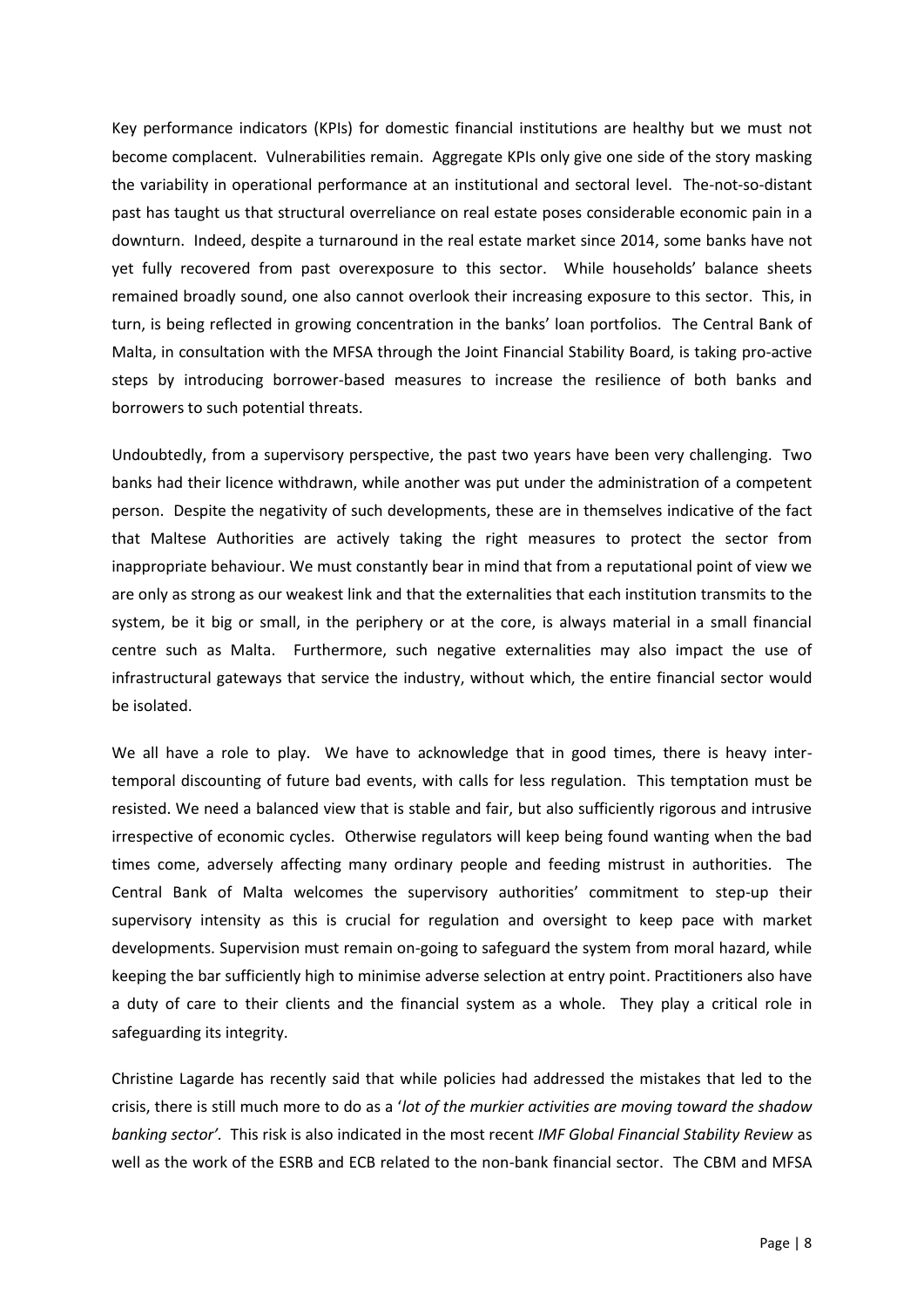Key performance indicators (KPIs) for domestic financial institutions are healthy but we must not become complacent. Vulnerabilities remain. Aggregate KPIs only give one side of the story masking the variability in operational performance at an institutional and sectoral level. The-not-so-distant past has taught us that structural overreliance on real estate poses considerable economic pain in a downturn. Indeed, despite a turnaround in the real estate market since 2014, some banks have not yet fully recovered from past overexposure to this sector. While households' balance sheets remained broadly sound, one also cannot overlook their increasing exposure to this sector. This, in turn, is being reflected in growing concentration in the banks' loan portfolios. The Central Bank of Malta, in consultation with the MFSA through the Joint Financial Stability Board, is taking pro-active steps by introducing borrower-based measures to increase the resilience of both banks and borrowers to such potential threats.

Undoubtedly, from a supervisory perspective, the past two years have been very challenging. Two banks had their licence withdrawn, while another was put under the administration of a competent person. Despite the negativity of such developments, these are in themselves indicative of the fact that Maltese Authorities are actively taking the right measures to protect the sector from inappropriate behaviour. We must constantly bear in mind that from a reputational point of view we are only as strong as our weakest link and that the externalities that each institution transmits to the system, be it big or small, in the periphery or at the core, is always material in a small financial centre such as Malta. Furthermore, such negative externalities may also impact the use of infrastructural gateways that service the industry, without which, the entire financial sector would be isolated.

We all have a role to play. We have to acknowledge that in good times, there is heavy inter-temporal discounting of future bad events, with calls for less regulation. This temptation must be resisted. We need a balanced view that is stable and fair, but also sufficiently rigorous and intrusive irrespective of economic cycles. Otherwise regulators will keep being found wanting when the bad times come, adversely affecting many ordinary people and feeding mistrust in authorities. The Central Bank of Malta welcomes the supervisory authorities' commitment to step-up their supervisory intensity as this is crucial for regulation and oversight to keep pace with market developments. Supervision must remain on-going to safeguard the system from moral hazard, while keeping the bar sufficiently high to minimise adverse selection at entry point. Practitioners also have a duty of care to their clients and the financial system as a whole. They play a critical role in safeguarding its integrity.

Christine Lagarde has recently said that while policies had addressed the mistakes that led to the crisis, there is still much more to do as a '*lot of the murkier activities are moving toward the shadow banking sector'*. This risk is also indicated in the most recent *IMF Global Financial Stability Review* as well as the work of the ESRB and ECB related to the non-bank financial sector. The CBM and MFSA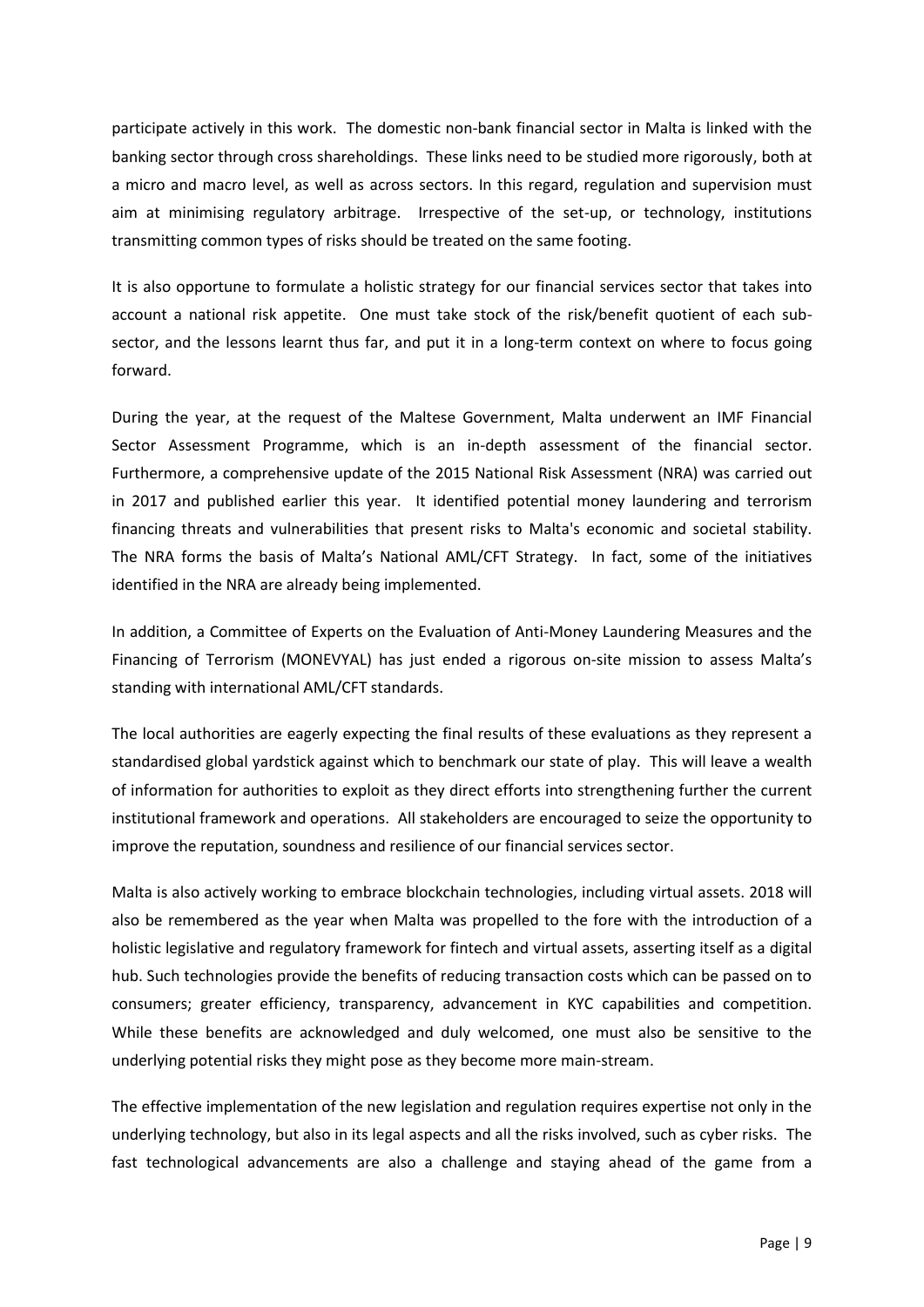participate actively in this work. The domestic non-bank financial sector in Malta is linked with the banking sector through cross shareholdings. These links need to be studied more rigorously, both at a micro and macro level, as well as across sectors. In this regard, regulation and supervision must aim at minimising regulatory arbitrage. Irrespective of the set-up, or technology, institutions transmitting common types of risks should be treated on the same footing.

It is also opportune to formulate a holistic strategy for our financial services sector that takes into account a national risk appetite. One must take stock of the risk/benefit quotient of each sub-sector, and the lessons learnt thus far, and put it in a long-term context on where to focus going forward.

During the year, at the request of the Maltese Government, Malta underwent an IMF Financial Sector Assessment Programme, which is an in-depth assessment of the financial sector. Furthermore, a comprehensive update of the 2015 National Risk Assessment (NRA) was carried out in 2017 and published earlier this year. It identified potential money laundering and terrorism financing threats and vulnerabilities that present risks to Malta's economic and societal stability. The NRA forms the basis of Malta's National AML/CFT Strategy. In fact, some of the initiatives identified in the NRA are already being implemented.

In addition, a Committee of Experts on the Evaluation of Anti-Money Laundering Measures and the Financing of Terrorism (MONEVYAL) has just ended a rigorous on-site mission to assess Malta's standing with international AML/CFT standards.

The local authorities are eagerly expecting the final results of these evaluations as they represent a standardised global yardstick against which to benchmark our state of play. This will leave a wealth of information for authorities to exploit as they direct efforts into strengthening further the current institutional framework and operations. All stakeholders are encouraged to seize the opportunity to improve the reputation, soundness and resilience of our financial services sector.

Malta is also actively working to embrace blockchain technologies, including virtual assets. 2018 will also be remembered as the year when Malta was propelled to the fore with the introduction of a holistic legislative and regulatory framework for fintech and virtual assets, asserting itself as a digital hub. Such technologies provide the benefits of reducing transaction costs which can be passed on to consumers; greater efficiency, transparency, advancement in KYC capabilities and competition. While these benefits are acknowledged and duly welcomed, one must also be sensitive to the underlying potential risks they might pose as they become more main-stream.

The effective implementation of the new legislation and regulation requires expertise not only in the underlying technology, but also in its legal aspects and all the risks involved, such as cyber risks. The fast technological advancements are also a challenge and staying ahead of the game from a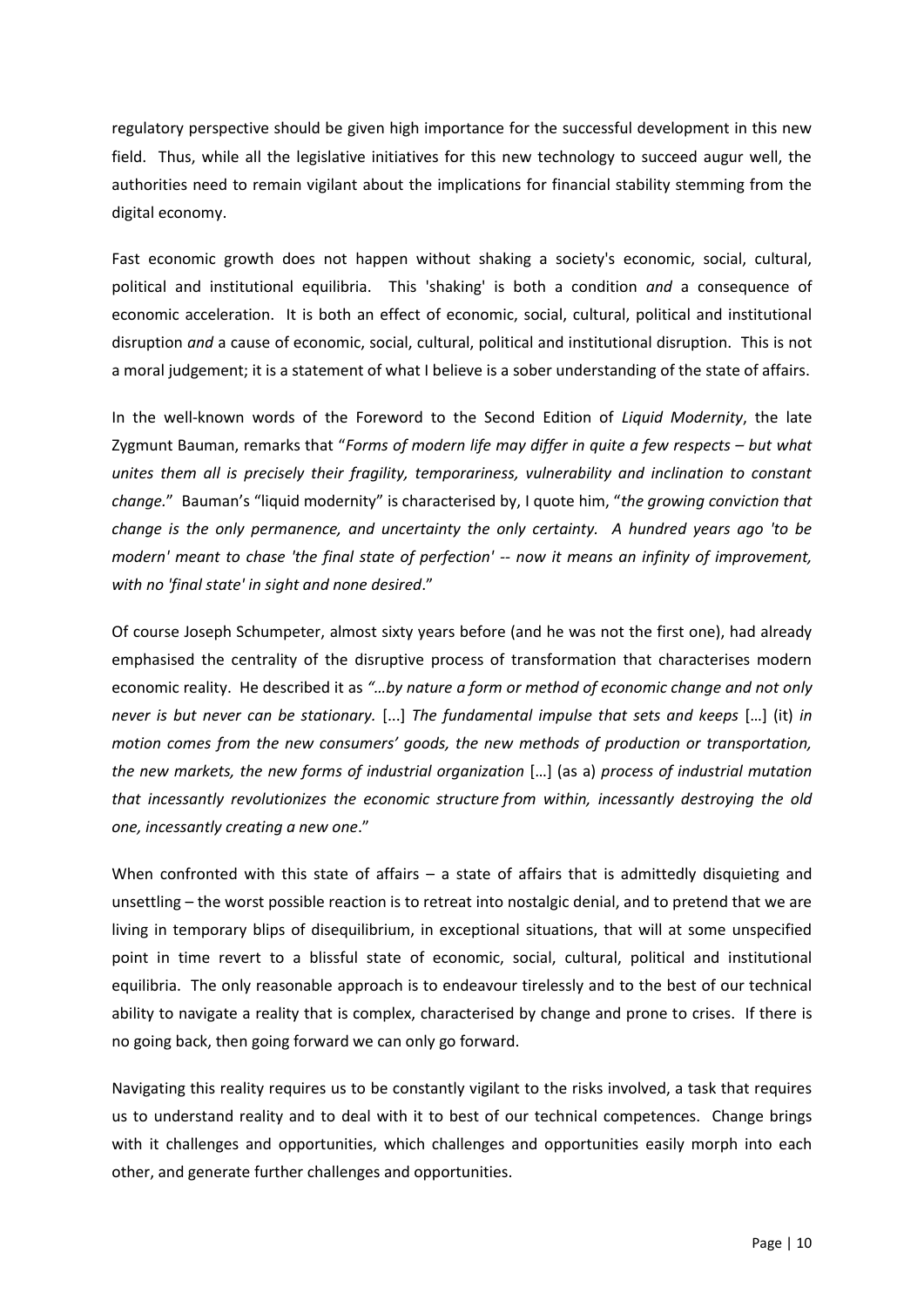regulatory perspective should be given high importance for the successful development in this new field. Thus, while all the legislative initiatives for this new technology to succeed augur well, the authorities need to remain vigilant about the implications for financial stability stemming from the digital economy.

Fast economic growth does not happen without shaking a society's economic, social, cultural, political and institutional equilibria. This 'shaking' is both a condition *and* a consequence of economic acceleration. It is both an effect of economic, social, cultural, political and institutional disruption *and* a cause of economic, social, cultural, political and institutional disruption. This is not a moral judgement; it is a statement of what I believe is a sober understanding of the state of affairs.

In the well-known words of the Foreword to the Second Edition of *Liquid Modernity*, the late Zygmunt Bauman, remarks that "*Forms of modern life may differ in quite a few respects – but what unites them all is precisely their fragility, temporariness, vulnerability and inclination to constant change.*" Bauman's "liquid modernity" is characterised by, I quote him, "*the growing conviction that change is the only permanence, and uncertainty the only certainty. A hundred years ago 'to be modern' meant to chase 'the final state of perfection' -- now it means an infinity of improvement, with no 'final state' in sight and none desired*."

Of course Joseph Schumpeter, almost sixty years before (and he was not the first one), had already emphasised the centrality of the disruptive process of transformation that characterises modern economic reality. He described it as *"…by nature a form or method of economic change and not only never is but never can be stationary.* [...] *The fundamental impulse that sets and keeps* […] (it) *in motion comes from the new consumers' goods, the new methods of production or transportation, the new markets, the new forms of industrial organization* […] (as a) *process of industrial mutation that incessantly revolutionizes the economic structure from within, incessantly destroying the old one, incessantly creating a new one*."

When confronted with this state of affairs – a state of affairs that is admittedly disquieting and unsettling – the worst possible reaction is to retreat into nostalgic denial, and to pretend that we are living in temporary blips of disequilibrium, in exceptional situations, that will at some unspecified point in time revert to a blissful state of economic, social, cultural, political and institutional equilibria. The only reasonable approach is to endeavour tirelessly and to the best of our technical ability to navigate a reality that is complex, characterised by change and prone to crises. If there is no going back, then going forward we can only go forward.

Navigating this reality requires us to be constantly vigilant to the risks involved, a task that requires us to understand reality and to deal with it to best of our technical competences. Change brings with it challenges and opportunities, which challenges and opportunities easily morph into each other, and generate further challenges and opportunities.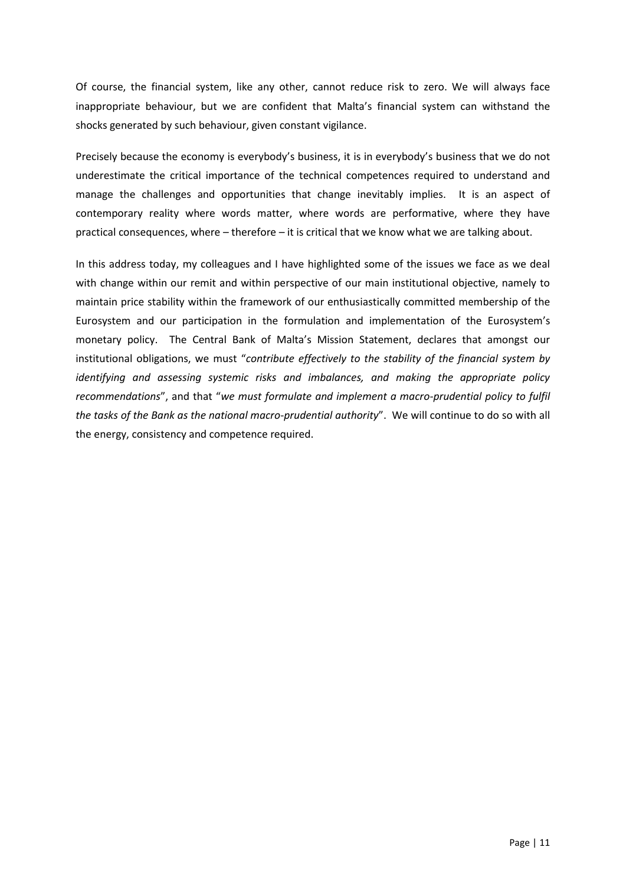Of course, the financial system, like any other, cannot reduce risk to zero. We will always face inappropriate behaviour, but we are confident that Malta's financial system can withstand the shocks generated by such behaviour, given constant vigilance.

Precisely because the economy is everybody's business, it is in everybody's business that we do not underestimate the critical importance of the technical competences required to understand and manage the challenges and opportunities that change inevitably implies. It is an aspect of contemporary reality where words matter, where words are performative, where they have practical consequences, where – therefore – it is critical that we know what we are talking about.

In this address today, my colleagues and I have highlighted some of the issues we face as we deal with change within our remit and within perspective of our main institutional objective, namely to maintain price stability within the framework of our enthusiastically committed membership of the Eurosystem and our participation in the formulation and implementation of the Eurosystem's monetary policy. The Central Bank of Malta's Mission Statement, declares that amongst our institutional obligations, we must "*contribute effectively to the stability of the financial system by identifying and assessing systemic risks and imbalances, and making the appropriate policy recommendations*", and that "*we must formulate and implement a macro-prudential policy to fulfil the tasks of the Bank as the national macro-prudential authority*". We will continue to do so with all the energy, consistency and competence required.